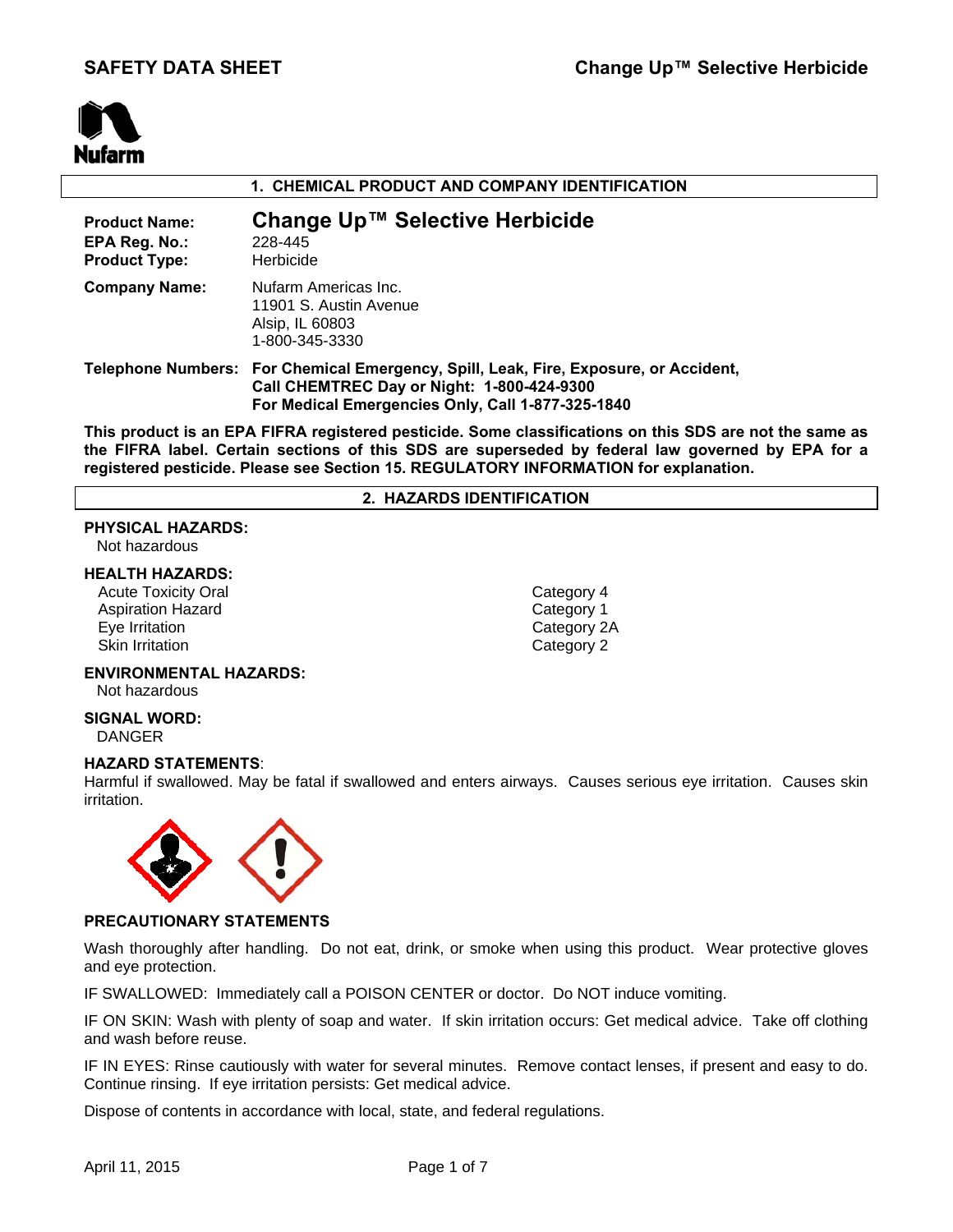# SAFETY DATA SHEET

## Change Up™ Selective Herbicide

Nufarm

### 1. CHEMICAL PRODUCT AND COMPANY IDENTIFICATION

| | |
|---|---|
| **Product Name:** | **Change Up™ Selective Herbicide** |
| **EPA Reg. No.:** | 228-445 |
| **Product Type:** | Herbicide |
| **Company Name:** | Nufarm Americas Inc.<br>11901 S. Austin Avenue<br>Alsip, IL 60803<br>1-800-345-3330 |
| **Telephone Numbers:** | **For Chemical Emergency, Spill, Leak, Fire, Exposure, or Accident, Call CHEMTREC Day or Night: 1-800-424-9300**<br>**For Medical Emergencies Only, Call 1-877-325-1840** |

**This product is an EPA FIFRA registered pesticide. Some classifications on this SDS are not the same as the FIFRA label. Certain sections of this SDS are superseded by federal law governed by EPA for a registered pesticide. Please see Section 15. REGULATORY INFORMATION for explanation.**

### 2. HAZARDS IDENTIFICATION

**PHYSICAL HAZARDS:**
Not hazardous

**HEALTH HAZARDS:**

| | |
|---|---|
| Acute Toxicity Oral | Category 4 |
| Aspiration Hazard | Category 1 |
| Eye Irritation | Category 2A |
| Skin Irritation | Category 2 |

**ENVIRONMENTAL HAZARDS:**
Not hazardous

**SIGNAL WORD:**
DANGER

**HAZARD STATEMENTS**:
Harmful if swallowed. May be fatal if swallowed and enters airways. Causes serious eye irritation. Causes skin irritation.

**PRECAUTIONARY STATEMENTS**

Wash thoroughly after handling. Do not eat, drink, or smoke when using this product. Wear protective gloves and eye protection.

IF SWALLOWED: Immediately call a POISON CENTER or doctor. Do NOT induce vomiting.

IF ON SKIN: Wash with plenty of soap and water. If skin irritation occurs: Get medical advice. Take off clothing and wash before reuse.

IF IN EYES: Rinse cautiously with water for several minutes. Remove contact lenses, if present and easy to do. Continue rinsing. If eye irritation persists: Get medical advice.

Dispose of contents in accordance with local, state, and federal regulations.

April 11, 2015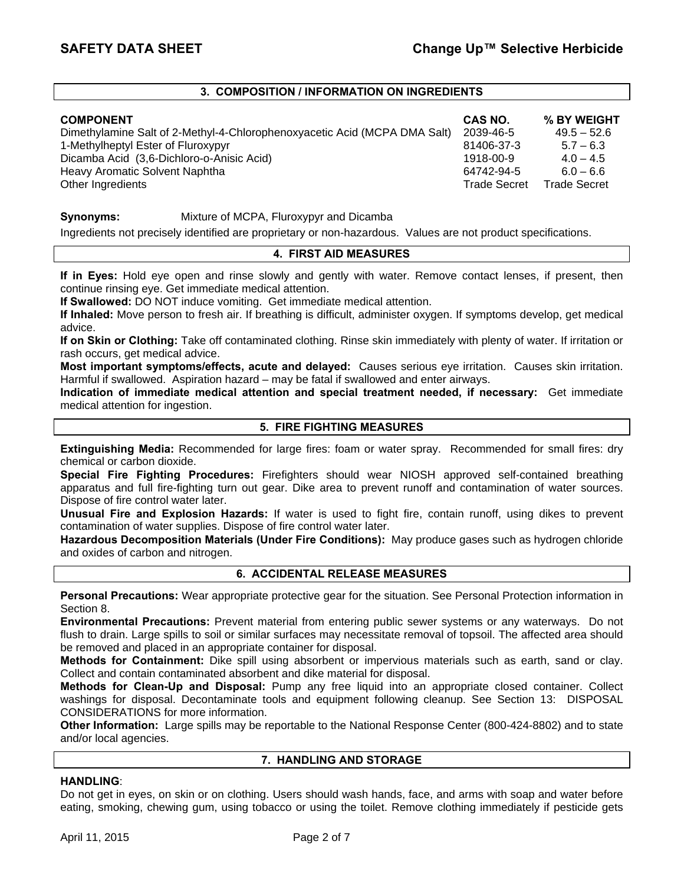## 3. COMPOSITION / INFORMATION ON INGREDIENTS

| COMPONENT | CAS NO. | % BY WEIGHT |
| --- | --- | --- |
| Dimethylamine Salt of 2-Methyl-4-Chlorophenoxyacetic Acid (MCPA DMA Salt) | 2039-46-5 | 49.5 – 52.6 |
| 1-Methylheptyl Ester of Fluroxypyr | 81406-37-3 | 5.7 – 6.3 |
| Dicamba Acid (3,6-Dichloro-o-Anisic Acid) | 1918-00-9 | 4.0 – 4.5 |
| Heavy Aromatic Solvent Naphtha | 64742-94-5 | 6.0 – 6.6 |
| Other Ingredients | Trade Secret | Trade Secret |

**Synonyms:** Mixture of MCPA, Fluroxypyr and Dicamba

Ingredients not precisely identified are proprietary or non-hazardous. Values are not product specifications.

## 4. FIRST AID MEASURES

**If in Eyes:** Hold eye open and rinse slowly and gently with water. Remove contact lenses, if present, then continue rinsing eye. Get immediate medical attention.

**If Swallowed:** DO NOT induce vomiting. Get immediate medical attention.

**If Inhaled:** Move person to fresh air. If breathing is difficult, administer oxygen. If symptoms develop, get medical advice.

**If on Skin or Clothing:** Take off contaminated clothing. Rinse skin immediately with plenty of water. If irritation or rash occurs, get medical advice.

**Most important symptoms/effects, acute and delayed:** Causes serious eye irritation. Causes skin irritation. Harmful if swallowed. Aspiration hazard – may be fatal if swallowed and enter airways.

**Indication of immediate medical attention and special treatment needed, if necessary:** Get immediate medical attention for ingestion.

## 5. FIRE FIGHTING MEASURES

**Extinguishing Media:** Recommended for large fires: foam or water spray. Recommended for small fires: dry chemical or carbon dioxide.

**Special Fire Fighting Procedures:** Firefighters should wear NIOSH approved self-contained breathing apparatus and full fire-fighting turn out gear. Dike area to prevent runoff and contamination of water sources. Dispose of fire control water later.

**Unusual Fire and Explosion Hazards:** If water is used to fight fire, contain runoff, using dikes to prevent contamination of water supplies. Dispose of fire control water later.

**Hazardous Decomposition Materials (Under Fire Conditions):** May produce gases such as hydrogen chloride and oxides of carbon and nitrogen.

## 6. ACCIDENTAL RELEASE MEASURES

**Personal Precautions:** Wear appropriate protective gear for the situation. See Personal Protection information in Section 8.

**Environmental Precautions:** Prevent material from entering public sewer systems or any waterways. Do not flush to drain. Large spills to soil or similar surfaces may necessitate removal of topsoil. The affected area should be removed and placed in an appropriate container for disposal.

**Methods for Containment:** Dike spill using absorbent or impervious materials such as earth, sand or clay. Collect and contain contaminated absorbent and dike material for disposal.

**Methods for Clean-Up and Disposal:** Pump any free liquid into an appropriate closed container. Collect washings for disposal. Decontaminate tools and equipment following cleanup. See Section 13: DISPOSAL CONSIDERATIONS for more information.

**Other Information:** Large spills may be reportable to the National Response Center (800-424-8802) and to state and/or local agencies.

## 7. HANDLING AND STORAGE

**HANDLING**:

Do not get in eyes, on skin or on clothing. Users should wash hands, face, and arms with soap and water before eating, smoking, chewing gum, using tobacco or using the toilet. Remove clothing immediately if pesticide gets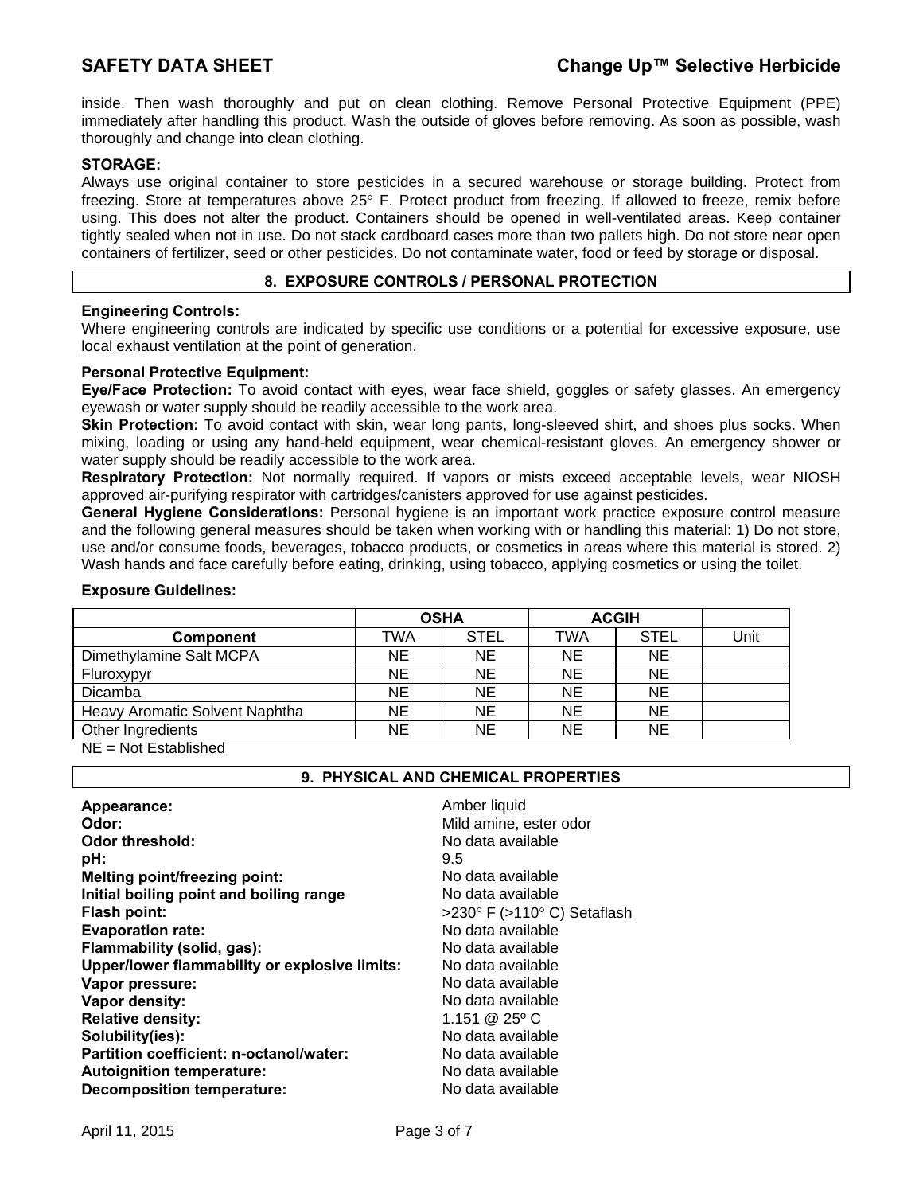inside. Then wash thoroughly and put on clean clothing. Remove Personal Protective Equipment (PPE) immediately after handling this product. Wash the outside of gloves before removing. As soon as possible, wash thoroughly and change into clean clothing.

**STORAGE:**
Always use original container to store pesticides in a secured warehouse or storage building. Protect from freezing. Store at temperatures above 25° F. Protect product from freezing. If allowed to freeze, remix before using. This does not alter the product. Containers should be opened in well-ventilated areas. Keep container tightly sealed when not in use. Do not stack cardboard cases more than two pallets high. Do not store near open containers of fertilizer, seed or other pesticides. Do not contaminate water, food or feed by storage or disposal.

## 8. EXPOSURE CONTROLS / PERSONAL PROTECTION

**Engineering Controls:**
Where engineering controls are indicated by specific use conditions or a potential for excessive exposure, use local exhaust ventilation at the point of generation.

**Personal Protective Equipment:**
**Eye/Face Protection:** To avoid contact with eyes, wear face shield, goggles or safety glasses. An emergency eyewash or water supply should be readily accessible to the work area.
**Skin Protection:** To avoid contact with skin, wear long pants, long-sleeved shirt, and shoes plus socks. When mixing, loading or using any hand-held equipment, wear chemical-resistant gloves. An emergency shower or water supply should be readily accessible to the work area.
**Respiratory Protection:** Not normally required. If vapors or mists exceed acceptable levels, wear NIOSH approved air-purifying respirator with cartridges/canisters approved for use against pesticides.
**General Hygiene Considerations:** Personal hygiene is an important work practice exposure control measure and the following general measures should be taken when working with or handling this material: 1) Do not store, use and/or consume foods, beverages, tobacco products, or cosmetics in areas where this material is stored. 2) Wash hands and face carefully before eating, drinking, using tobacco, applying cosmetics or using the toilet.

**Exposure Guidelines:**

| | OSHA | | ACGIH | | |
|---|---|---|---|---|---|
| **Component** | TWA | STEL | TWA | STEL | Unit |
| Dimethylamine Salt MCPA | NE | NE | NE | NE | |
| Fluroxypyr | NE | NE | NE | NE | |
| Dicamba | NE | NE | NE | NE | |
| Heavy Aromatic Solvent Naphtha | NE | NE | NE | NE | |
| Other Ingredients | NE | NE | NE | NE | |

NE = Not Established

## 9. PHYSICAL AND CHEMICAL PROPERTIES

**Appearance:** Amber liquid
**Odor:** Mild amine, ester odor
**Odor threshold:** No data available
**pH:** 9.5
**Melting point/freezing point:** No data available
**Initial boiling point and boiling range** No data available
**Flash point:** >230° F (>110° C) Setaflash
**Evaporation rate:** No data available
**Flammability (solid, gas):** No data available
**Upper/lower flammability or explosive limits:** No data available
**Vapor pressure:** No data available
**Vapor density:** No data available
**Relative density:** 1.151 @ 25º C
**Solubility(ies):** No data available
**Partition coefficient: n-octanol/water:** No data available
**Autoignition temperature:** No data available
**Decomposition temperature:** No data available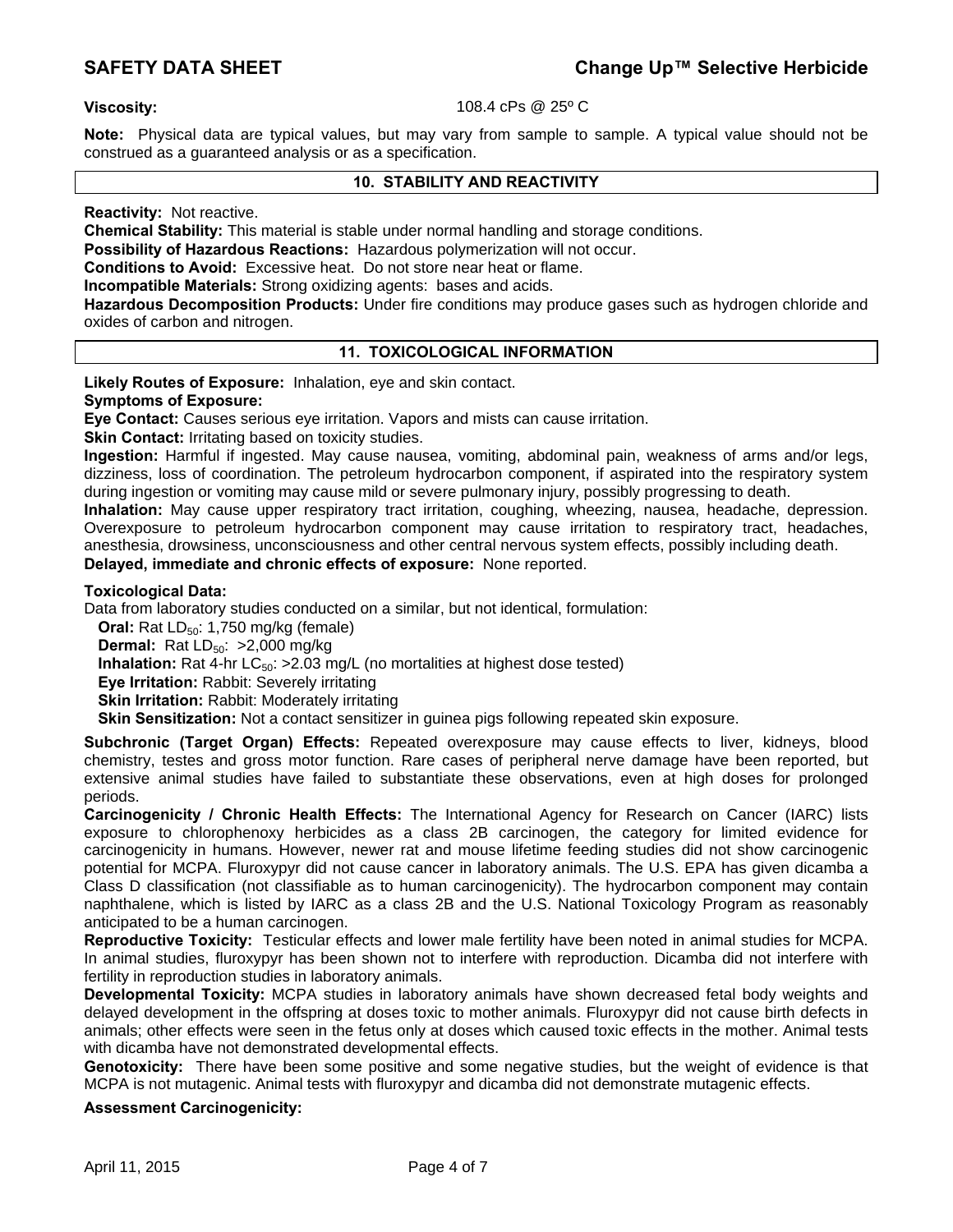**Viscosity:** 108.4 cPs @ 25º C

**Note:** Physical data are typical values, but may vary from sample to sample. A typical value should not be construed as a guaranteed analysis or as a specification.

## 10. STABILITY AND REACTIVITY

**Reactivity:** Not reactive.
**Chemical Stability:** This material is stable under normal handling and storage conditions.
**Possibility of Hazardous Reactions:** Hazardous polymerization will not occur.
**Conditions to Avoid:** Excessive heat. Do not store near heat or flame.
**Incompatible Materials:** Strong oxidizing agents: bases and acids.
**Hazardous Decomposition Products:** Under fire conditions may produce gases such as hydrogen chloride and oxides of carbon and nitrogen.

## 11. TOXICOLOGICAL INFORMATION

**Likely Routes of Exposure:** Inhalation, eye and skin contact.
**Symptoms of Exposure:**
**Eye Contact:** Causes serious eye irritation. Vapors and mists can cause irritation.
**Skin Contact:** Irritating based on toxicity studies.
**Ingestion:** Harmful if ingested. May cause nausea, vomiting, abdominal pain, weakness of arms and/or legs, dizziness, loss of coordination. The petroleum hydrocarbon component, if aspirated into the respiratory system during ingestion or vomiting may cause mild or severe pulmonary injury, possibly progressing to death.
**Inhalation:** May cause upper respiratory tract irritation, coughing, wheezing, nausea, headache, depression. Overexposure to petroleum hydrocarbon component may cause irritation to respiratory tract, headaches, anesthesia, drowsiness, unconsciousness and other central nervous system effects, possibly including death.
**Delayed, immediate and chronic effects of exposure:** None reported.

**Toxicological Data:**
Data from laboratory studies conducted on a similar, but not identical, formulation:
**Oral:** Rat $LD_{50}$: 1,750 mg/kg (female)
**Dermal:** Rat $LD_{50}$: >2,000 mg/kg
**Inhalation:** Rat 4-hr $LC_{50}$: >2.03 mg/L (no mortalities at highest dose tested)
**Eye Irritation:** Rabbit: Severely irritating
**Skin Irritation:** Rabbit: Moderately irritating
**Skin Sensitization:** Not a contact sensitizer in guinea pigs following repeated skin exposure.

**Subchronic (Target Organ) Effects:** Repeated overexposure may cause effects to liver, kidneys, blood chemistry, testes and gross motor function. Rare cases of peripheral nerve damage have been reported, but extensive animal studies have failed to substantiate these observations, even at high doses for prolonged periods.
**Carcinogenicity / Chronic Health Effects:** The International Agency for Research on Cancer (IARC) lists exposure to chlorophenoxy herbicides as a class 2B carcinogen, the category for limited evidence for carcinogenicity in humans. However, newer rat and mouse lifetime feeding studies did not show carcinogenic potential for MCPA. Fluroxypyr did not cause cancer in laboratory animals. The U.S. EPA has given dicamba a Class D classification (not classifiable as to human carcinogenicity). The hydrocarbon component may contain naphthalene, which is listed by IARC as a class 2B and the U.S. National Toxicology Program as reasonably anticipated to be a human carcinogen.
**Reproductive Toxicity:** Testicular effects and lower male fertility have been noted in animal studies for MCPA. In animal studies, fluroxypyr has been shown not to interfere with reproduction. Dicamba did not interfere with fertility in reproduction studies in laboratory animals.
**Developmental Toxicity:** MCPA studies in laboratory animals have shown decreased fetal body weights and delayed development in the offspring at doses toxic to mother animals. Fluroxypyr did not cause birth defects in animals; other effects were seen in the fetus only at doses which caused toxic effects in the mother. Animal tests with dicamba have not demonstrated developmental effects.
**Genotoxicity:** There have been some positive and some negative studies, but the weight of evidence is that MCPA is not mutagenic. Animal tests with fluroxypyr and dicamba did not demonstrate mutagenic effects.

**Assessment Carcinogenicity:**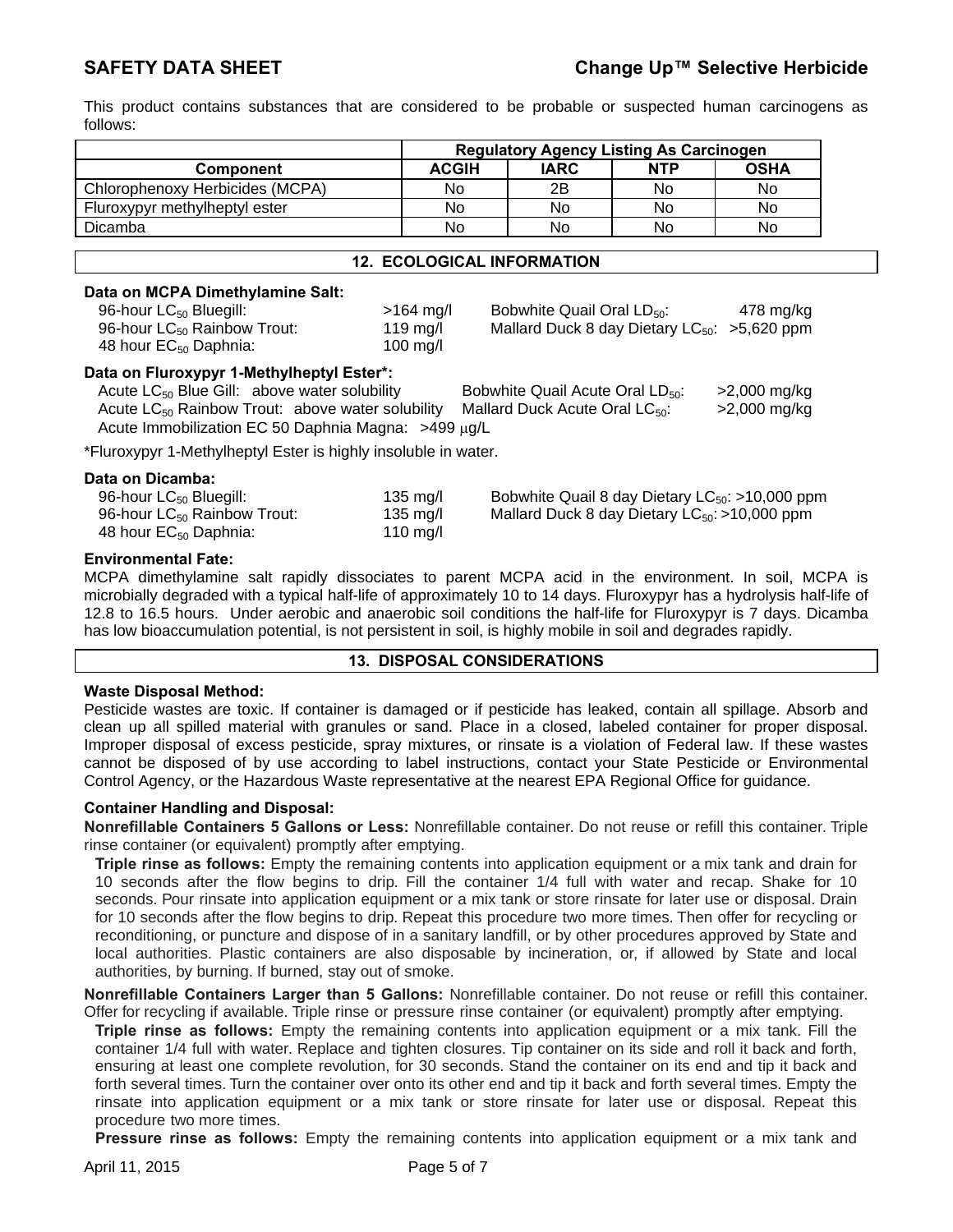This product contains substances that are considered to be probable or suspected human carcinogens as follows:

| | Regulatory Agency Listing As Carcinogen | | | |
|---|---|---|---|---|
| **Component** | **ACGIH** | **IARC** | **NTP** | **OSHA** |
| Chlorophenoxy Herbicides (MCPA) | No | 2B | No | No |
| Fluroxypyr methylheptyl ester | No | No | No | No |
| Dicamba | No | No | No | No |

## 12. ECOLOGICAL INFORMATION

**Data on MCPA Dimethylamine Salt:**

96-hour $LC_{50}$ Bluegill: >164 mg/l
96-hour $LC_{50}$ Rainbow Trout: 119 mg/l
48 hour $EC_{50}$ Daphnia: 100 mg/l
Bobwhite Quail Oral $LD_{50}$: 478 mg/kg
Mallard Duck 8 day Dietary $LC_{50}$: >5,620 ppm

**Data on Fluroxypyr 1-Methylheptyl Ester*:**

Acute $LC_{50}$ Blue Gill: above water solubility
Acute $LC_{50}$ Rainbow Trout: above water solubility
Acute Immobilization EC 50 Daphnia Magna: >499 μg/L
Bobwhite Quail Acute Oral $LD_{50}$: >2,000 mg/kg
Mallard Duck Acute Oral $LC_{50}$: >2,000 mg/kg

*Fluroxypyr 1-Methylheptyl Ester is highly insoluble in water.

**Data on Dicamba:**

96-hour $LC_{50}$ Bluegill: 135 mg/l
96-hour $LC_{50}$ Rainbow Trout: 135 mg/l
48 hour $EC_{50}$ Daphnia: 110 mg/l
Bobwhite Quail 8 day Dietary $LC_{50}$: >10,000 ppm
Mallard Duck 8 day Dietary $LC_{50}$: >10,000 ppm

**Environmental Fate:**

MCPA dimethylamine salt rapidly dissociates to parent MCPA acid in the environment. In soil, MCPA is microbially degraded with a typical half-life of approximately 10 to 14 days. Fluroxypyr has a hydrolysis half-life of 12.8 to 16.5 hours. Under aerobic and anaerobic soil conditions the half-life for Fluroxypyr is 7 days. Dicamba has low bioaccumulation potential, is not persistent in soil, is highly mobile in soil and degrades rapidly.

## 13. DISPOSAL CONSIDERATIONS

**Waste Disposal Method:**

Pesticide wastes are toxic. If container is damaged or if pesticide has leaked, contain all spillage. Absorb and clean up all spilled material with granules or sand. Place in a closed, labeled container for proper disposal. Improper disposal of excess pesticide, spray mixtures, or rinsate is a violation of Federal law. If these wastes cannot be disposed of by use according to label instructions, contact your State Pesticide or Environmental Control Agency, or the Hazardous Waste representative at the nearest EPA Regional Office for guidance.

**Container Handling and Disposal:**

**Nonrefillable Containers 5 Gallons or Less:** Nonrefillable container. Do not reuse or refill this container. Triple rinse container (or equivalent) promptly after emptying.

**Triple rinse as follows:** Empty the remaining contents into application equipment or a mix tank and drain for 10 seconds after the flow begins to drip. Fill the container 1/4 full with water and recap. Shake for 10 seconds. Pour rinsate into application equipment or a mix tank or store rinsate for later use or disposal. Drain for 10 seconds after the flow begins to drip. Repeat this procedure two more times. Then offer for recycling or reconditioning, or puncture and dispose of in a sanitary landfill, or by other procedures approved by State and local authorities. Plastic containers are also disposable by incineration, or, if allowed by State and local authorities, by burning. If burned, stay out of smoke.

**Nonrefillable Containers Larger than 5 Gallons:** Nonrefillable container. Do not reuse or refill this container. Offer for recycling if available. Triple rinse or pressure rinse container (or equivalent) promptly after emptying.

**Triple rinse as follows:** Empty the remaining contents into application equipment or a mix tank. Fill the container 1/4 full with water. Replace and tighten closures. Tip container on its side and roll it back and forth, ensuring at least one complete revolution, for 30 seconds. Stand the container on its end and tip it back and forth several times. Turn the container over onto its other end and tip it back and forth several times. Empty the rinsate into application equipment or a mix tank or store rinsate for later use or disposal. Repeat this procedure two more times.

**Pressure rinse as follows:** Empty the remaining contents into application equipment or a mix tank and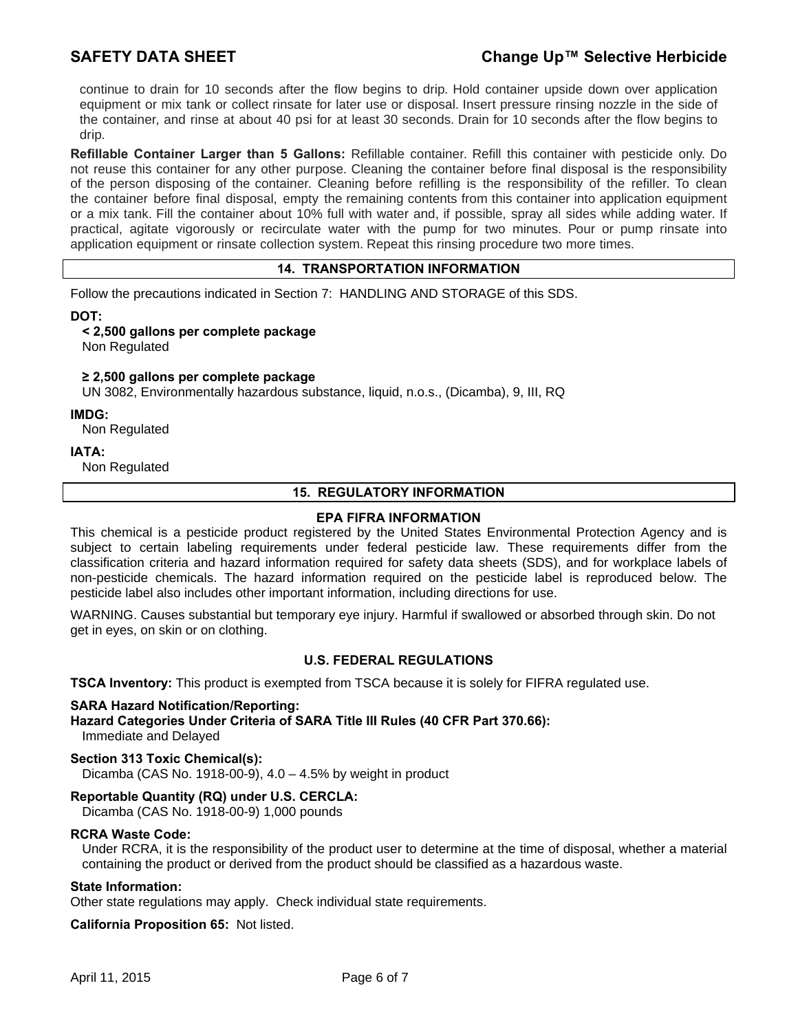continue to drain for 10 seconds after the flow begins to drip. Hold container upside down over application equipment or mix tank or collect rinsate for later use or disposal. Insert pressure rinsing nozzle in the side of the container, and rinse at about 40 psi for at least 30 seconds. Drain for 10 seconds after the flow begins to drip.

**Refillable Container Larger than 5 Gallons:** Refillable container. Refill this container with pesticide only. Do not reuse this container for any other purpose. Cleaning the container before final disposal is the responsibility of the person disposing of the container. Cleaning before refilling is the responsibility of the refiller. To clean the container before final disposal, empty the remaining contents from this container into application equipment or a mix tank. Fill the container about 10% full with water and, if possible, spray all sides while adding water. If practical, agitate vigorously or recirculate water with the pump for two minutes. Pour or pump rinsate into application equipment or rinsate collection system. Repeat this rinsing procedure two more times.

## 14. TRANSPORTATION INFORMATION

Follow the precautions indicated in Section 7: HANDLING AND STORAGE of this SDS.

**DOT:**

**< 2,500 gallons per complete package**
Non Regulated

**≥ 2,500 gallons per complete package**
UN 3082, Environmentally hazardous substance, liquid, n.o.s., (Dicamba), 9, III, RQ

**IMDG:**
Non Regulated

**IATA:**
Non Regulated

## 15. REGULATORY INFORMATION

### EPA FIFRA INFORMATION

This chemical is a pesticide product registered by the United States Environmental Protection Agency and is subject to certain labeling requirements under federal pesticide law. These requirements differ from the classification criteria and hazard information required for safety data sheets (SDS), and for workplace labels of non-pesticide chemicals. The hazard information required on the pesticide label is reproduced below. The pesticide label also includes other important information, including directions for use.

WARNING. Causes substantial but temporary eye injury. Harmful if swallowed or absorbed through skin. Do not get in eyes, on skin or on clothing.

### U.S. FEDERAL REGULATIONS

**TSCA Inventory:** This product is exempted from TSCA because it is solely for FIFRA regulated use.

**SARA Hazard Notification/Reporting:**
**Hazard Categories Under Criteria of SARA Title III Rules (40 CFR Part 370.66):**
Immediate and Delayed

**Section 313 Toxic Chemical(s):**
Dicamba (CAS No. 1918-00-9), 4.0 – 4.5% by weight in product

**Reportable Quantity (RQ) under U.S. CERCLA:**
Dicamba (CAS No. 1918-00-9) 1,000 pounds

**RCRA Waste Code:**
Under RCRA, it is the responsibility of the product user to determine at the time of disposal, whether a material containing the product or derived from the product should be classified as a hazardous waste.

**State Information:**
Other state regulations may apply. Check individual state requirements.

**California Proposition 65:** Not listed.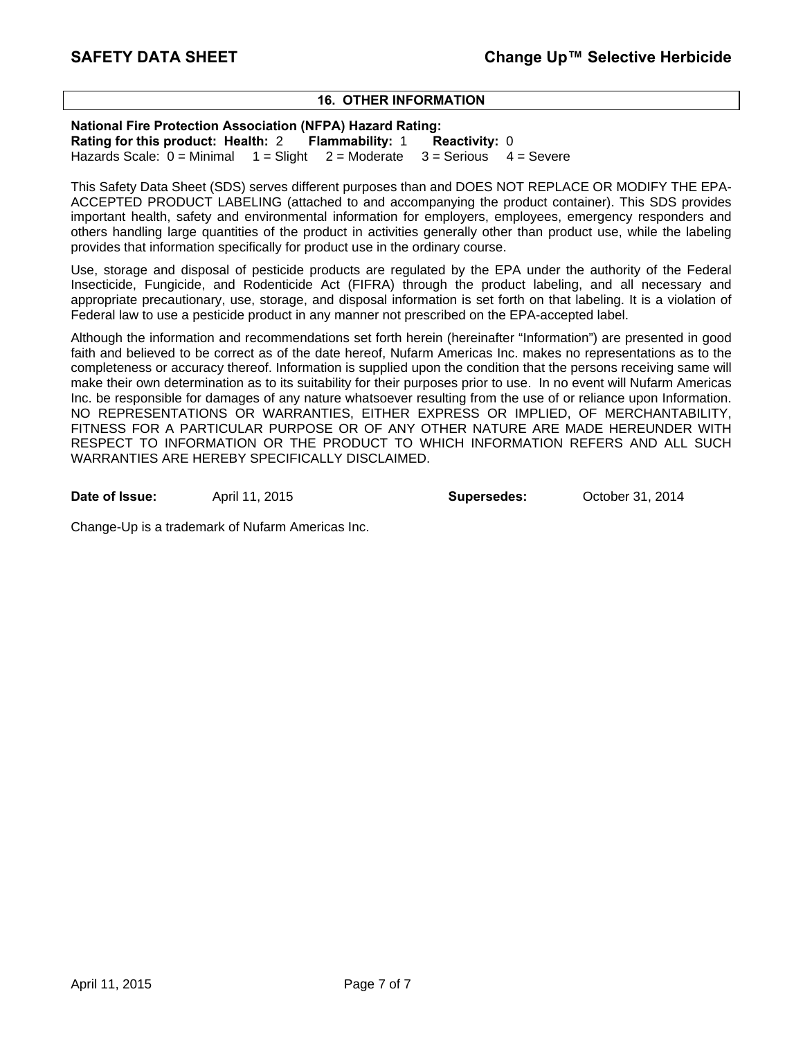## 16. OTHER INFORMATION

**National Fire Protection Association (NFPA) Hazard Rating:**
**Rating for this product: Health:** 2 **Flammability:** 1 **Reactivity:** 0
Hazards Scale: 0 = Minimal 1 = Slight 2 = Moderate 3 = Serious 4 = Severe

This Safety Data Sheet (SDS) serves different purposes than and DOES NOT REPLACE OR MODIFY THE EPA-ACCEPTED PRODUCT LABELING (attached to and accompanying the product container). This SDS provides important health, safety and environmental information for employers, employees, emergency responders and others handling large quantities of the product in activities generally other than product use, while the labeling provides that information specifically for product use in the ordinary course.

Use, storage and disposal of pesticide products are regulated by the EPA under the authority of the Federal Insecticide, Fungicide, and Rodenticide Act (FIFRA) through the product labeling, and all necessary and appropriate precautionary, use, storage, and disposal information is set forth on that labeling. It is a violation of Federal law to use a pesticide product in any manner not prescribed on the EPA-accepted label.

Although the information and recommendations set forth herein (hereinafter "Information") are presented in good faith and believed to be correct as of the date hereof, Nufarm Americas Inc. makes no representations as to the completeness or accuracy thereof. Information is supplied upon the condition that the persons receiving same will make their own determination as to its suitability for their purposes prior to use. In no event will Nufarm Americas Inc. be responsible for damages of any nature whatsoever resulting from the use of or reliance upon Information. NO REPRESENTATIONS OR WARRANTIES, EITHER EXPRESS OR IMPLIED, OF MERCHANTABILITY, FITNESS FOR A PARTICULAR PURPOSE OR OF ANY OTHER NATURE ARE MADE HEREUNDER WITH RESPECT TO INFORMATION OR THE PRODUCT TO WHICH INFORMATION REFERS AND ALL SUCH WARRANTIES ARE HEREBY SPECIFICALLY DISCLAIMED.

**Date of Issue:** April 11, 2015 **Supersedes:** October 31, 2014

Change-Up is a trademark of Nufarm Americas Inc.